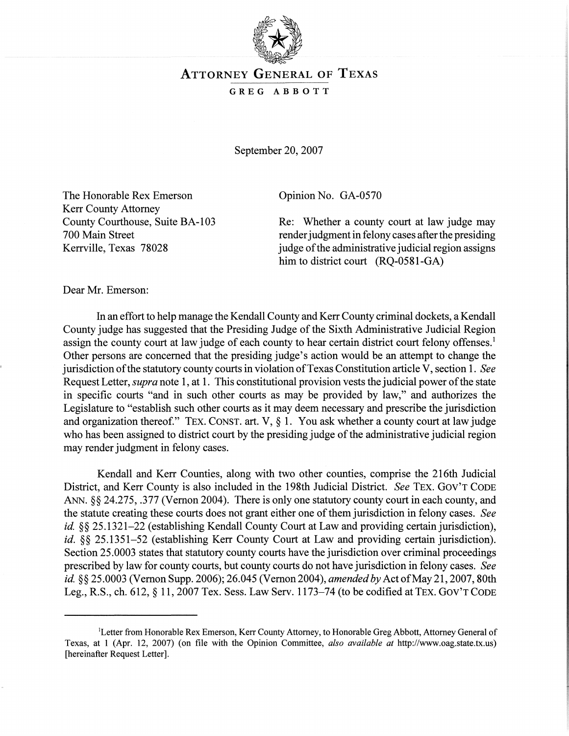# ATTORNEY GENERAL OF TEXAS

GREG ABBOTT

September 20, 2007

The Honorable Rex Emerson
Kerr County Attorney
County Courthouse, Suite BA-103
700 Main Street
Kerrville, Texas 78028

Opinion No. GA-0570

Re: Whether a county court at law judge may render judgment in felony cases after the presiding judge of the administrative judicial region assigns him to district court (RQ-0581-GA)

Dear Mr. Emerson:

In an effort to help manage the Kendall County and Kerr County criminal dockets, a Kendall County judge has suggested that the Presiding Judge of the Sixth Administrative Judicial Region assign the county court at law judge of each county to hear certain district court felony offenses.[1] Other persons are concerned that the presiding judge's action would be an attempt to change the jurisdiction of the statutory county courts in violation of Texas Constitution article V, section 1. *See* Request Letter, *supra* note 1, at 1. This constitutional provision vests the judicial power of the state in specific courts "and in such other courts as may be provided by law," and authorizes the Legislature to "establish such other courts as it may deem necessary and prescribe the jurisdiction and organization thereof." TEX. CONST. art. V, § 1. You ask whether a county court at law judge who has been assigned to district court by the presiding judge of the administrative judicial region may render judgment in felony cases.

Kendall and Kerr Counties, along with two other counties, comprise the 216th Judicial District, and Kerr County is also included in the 198th Judicial District. *See* TEX. GOV'T CODE ANN. §§ 24.275, .377 (Vernon 2004). There is only one statutory county court in each county, and the statute creating these courts does not grant either one of them jurisdiction in felony cases. *See id.* §§ 25.1321–22 (establishing Kendall County Court at Law and providing certain jurisdiction), *id.* §§ 25.1351–52 (establishing Kerr County Court at Law and providing certain jurisdiction). Section 25.0003 states that statutory county courts have the jurisdiction over criminal proceedings prescribed by law for county courts, but county courts do not have jurisdiction in felony cases. *See id.* §§ 25.0003 (Vernon Supp. 2006); 26.045 (Vernon 2004), *amended by* Act of May 21, 2007, 80th Leg., R.S., ch. 612, § 11, 2007 Tex. Sess. Law Serv. 1173–74 (to be codified at TEX. GOV'T CODE

[1] Letter from Honorable Rex Emerson, Kerr County Attorney, to Honorable Greg Abbott, Attorney General of Texas, at 1 (Apr. 12, 2007) (on file with the Opinion Committee, *also available at* http://www.oag.state.tx.us) [hereinafter Request Letter].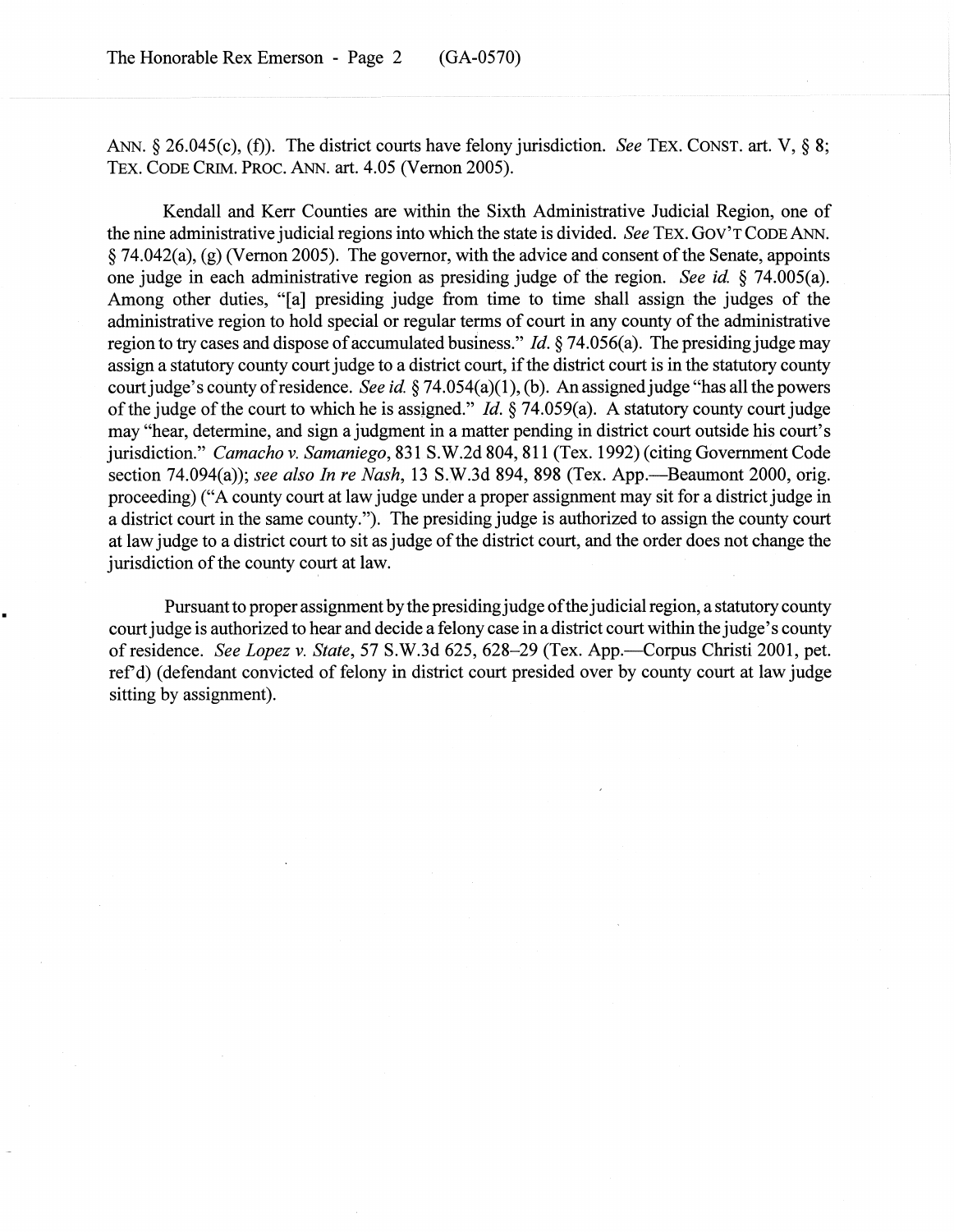ANN. § 26.045(c), (f)). The district courts have felony jurisdiction. *See* TEX. CONST. art. V, § 8; TEX. CODE CRIM. PROC. ANN. art. 4.05 (Vernon 2005).

Kendall and Kerr Counties are within the Sixth Administrative Judicial Region, one of the nine administrative judicial regions into which the state is divided. *See* TEX. GOV'T CODE ANN. § 74.042(a), (g) (Vernon 2005). The governor, with the advice and consent of the Senate, appoints one judge in each administrative region as presiding judge of the region. *See id.* § 74.005(a). Among other duties, "[a] presiding judge from time to time shall assign the judges of the administrative region to hold special or regular terms of court in any county of the administrative region to try cases and dispose of accumulated business." *Id.* § 74.056(a). The presiding judge may assign a statutory county court judge to a district court, if the district court is in the statutory county court judge's county of residence. *See id.* § 74.054(a)(1), (b). An assigned judge "has all the powers of the judge of the court to which he is assigned." *Id.* § 74.059(a). A statutory county court judge may "hear, determine, and sign a judgment in a matter pending in district court outside his court's jurisdiction." *Camacho v. Samaniego*, 831 S.W.2d 804, 811 (Tex. 1992) (citing Government Code section 74.094(a)); *see also In re Nash*, 13 S.W.3d 894, 898 (Tex. App.—Beaumont 2000, orig. proceeding) ("A county court at law judge under a proper assignment may sit for a district judge in a district court in the same county."). The presiding judge is authorized to assign the county court at law judge to a district court to sit as judge of the district court, and the order does not change the jurisdiction of the county court at law.

Pursuant to proper assignment by the presiding judge of the judicial region, a statutory county court judge is authorized to hear and decide a felony case in a district court within the judge's county of residence. *See Lopez v. State*, 57 S.W.3d 625, 628–29 (Tex. App.—Corpus Christi 2001, pet. ref'd) (defendant convicted of felony in district court presided over by county court at law judge sitting by assignment).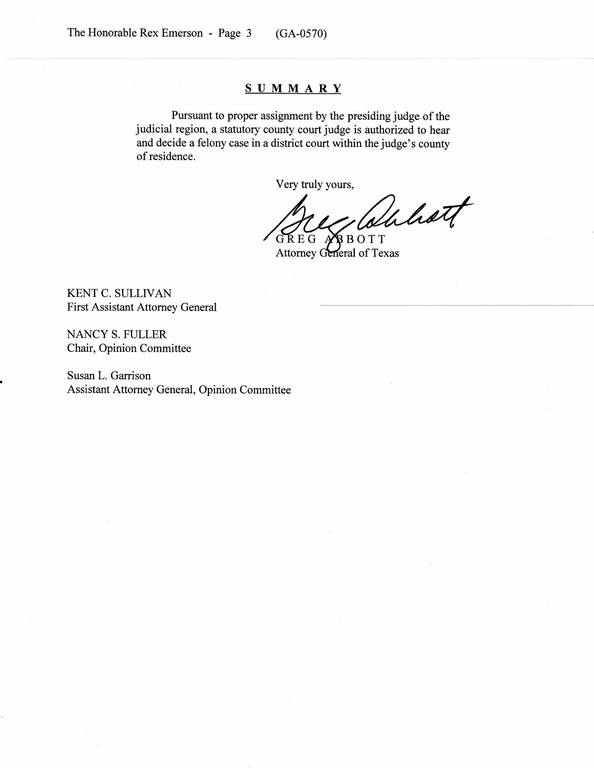## SUMMARY

Pursuant to proper assignment by the presiding judge of the judicial region, a statutory county court judge is authorized to hear and decide a felony case in a district court within the judge's county of residence.

Very truly yours,

GREG ABBOTT
Attorney General of Texas

KENT C. SULLIVAN
First Assistant Attorney General

NANCY S. FULLER
Chair, Opinion Committee

Susan L. Garrison
Assistant Attorney General, Opinion Committee